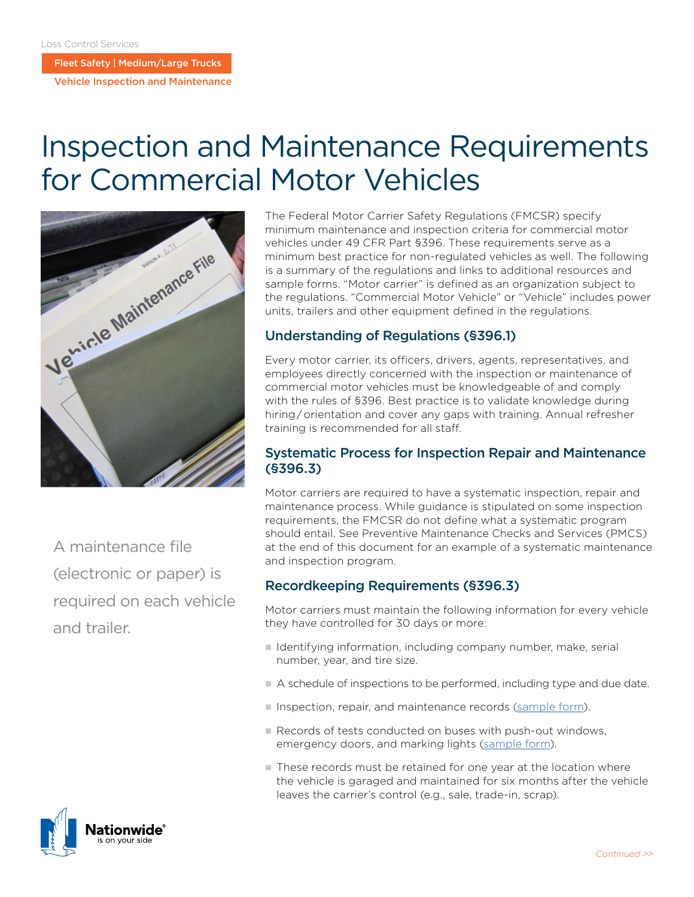Loss Control Services

Fleet Safety | Medium/Large Trucks

Vehicle Inspection and Maintenance

# Inspection and Maintenance Requirements for Commercial Motor Vehicles

A maintenance file (electronic or paper) is required on each vehicle and trailer.

The Federal Motor Carrier Safety Regulations (FMCSR) specify minimum maintenance and inspection criteria for commercial motor vehicles under 49 CFR Part §396. These requirements serve as a minimum best practice for non-regulated vehicles as well. The following is a summary of the regulations and links to additional resources and sample forms. "Motor carrier" is defined as an organization subject to the regulations. "Commercial Motor Vehicle" or "Vehicle" includes power units, trailers and other equipment defined in the regulations.

## Understanding of Regulations (§396.1)

Every motor carrier, its officers, drivers, agents, representatives, and employees directly concerned with the inspection or maintenance of commercial motor vehicles must be knowledgeable of and comply with the rules of §396. Best practice is to validate knowledge during hiring/orientation and cover any gaps with training. Annual refresher training is recommended for all staff.

## Systematic Process for Inspection Repair and Maintenance (§396.3)

Motor carriers are required to have a systematic inspection, repair and maintenance process. While guidance is stipulated on some inspection requirements, the FMCSR do not define what a systematic program should entail. See Preventive Maintenance Checks and Services (PMCS) at the end of this document for an example of a systematic maintenance and inspection program.

## Recordkeeping Requirements (§396.3)

Motor carriers must maintain the following information for every vehicle they have controlled for 30 days or more:

- Identifying information, including company number, make, serial number, year, and tire size.
- A schedule of inspections to be performed, including type and due date.
- Inspection, repair, and maintenance records (sample form).
- Records of tests conducted on buses with push-out windows, emergency doors, and marking lights (sample form).
- These records must be retained for one year at the location where the vehicle is garaged and maintained for six months after the vehicle leaves the carrier's control (e.g., sale, trade-in, scrap).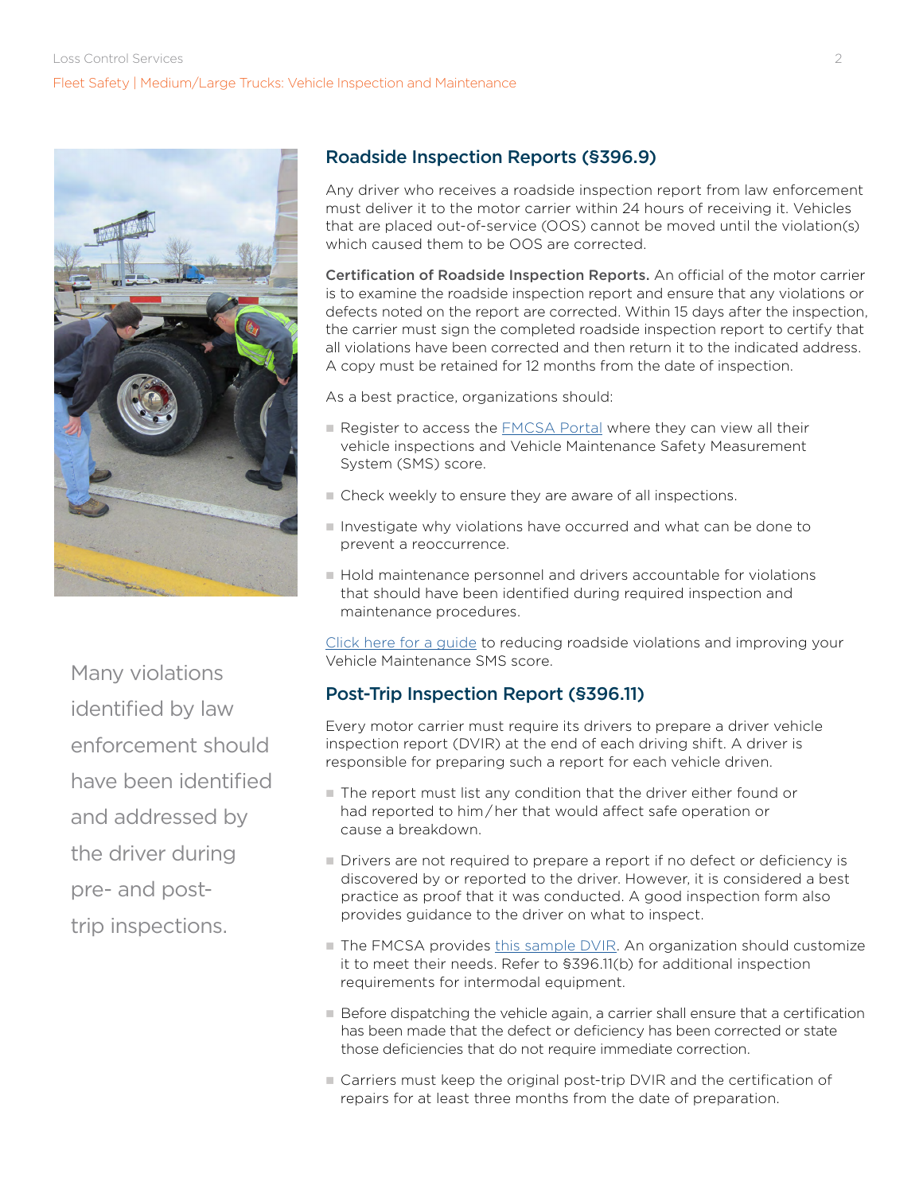Many violations identified by law enforcement should have been identified and addressed by the driver during pre- and post-trip inspections.

## Roadside Inspection Reports (§396.9)

Any driver who receives a roadside inspection report from law enforcement must deliver it to the motor carrier within 24 hours of receiving it. Vehicles that are placed out-of-service (OOS) cannot be moved until the violation(s) which caused them to be OOS are corrected.

**Certification of Roadside Inspection Reports.** An official of the motor carrier is to examine the roadside inspection report and ensure that any violations or defects noted on the report are corrected. Within 15 days after the inspection, the carrier must sign the completed roadside inspection report to certify that all violations have been corrected and then return it to the indicated address. A copy must be retained for 12 months from the date of inspection.

As a best practice, organizations should:

- Register to access the FMCSA Portal where they can view all their vehicle inspections and Vehicle Maintenance Safety Measurement System (SMS) score.
- Check weekly to ensure they are aware of all inspections.
- Investigate why violations have occurred and what can be done to prevent a reoccurrence.
- Hold maintenance personnel and drivers accountable for violations that should have been identified during required inspection and maintenance procedures.

Click here for a guide to reducing roadside violations and improving your Vehicle Maintenance SMS score.

## Post-Trip Inspection Report (§396.11)

Every motor carrier must require its drivers to prepare a driver vehicle inspection report (DVIR) at the end of each driving shift. A driver is responsible for preparing such a report for each vehicle driven.

- The report must list any condition that the driver either found or had reported to him/her that would affect safe operation or cause a breakdown.
- Drivers are not required to prepare a report if no defect or deficiency is discovered by or reported to the driver. However, it is considered a best practice as proof that it was conducted. A good inspection form also provides guidance to the driver on what to inspect.
- The FMCSA provides this sample DVIR. An organization should customize it to meet their needs. Refer to §396.11(b) for additional inspection requirements for intermodal equipment.
- Before dispatching the vehicle again, a carrier shall ensure that a certification has been made that the defect or deficiency has been corrected or state those deficiencies that do not require immediate correction.
- Carriers must keep the original post-trip DVIR and the certification of repairs for at least three months from the date of preparation.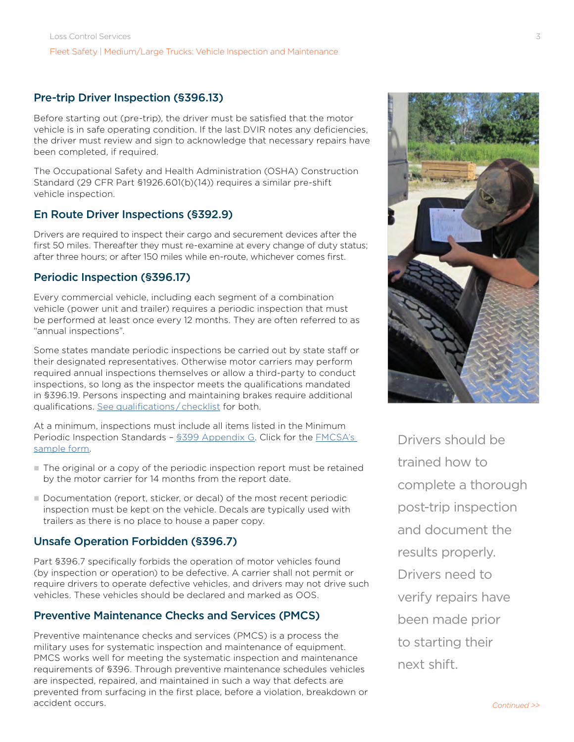## Pre-trip Driver Inspection (§396.13)

Before starting out (pre-trip), the driver must be satisfied that the motor vehicle is in safe operating condition. If the last DVIR notes any deficiencies, the driver must review and sign to acknowledge that necessary repairs have been completed, if required.

The Occupational Safety and Health Administration (OSHA) Construction Standard (29 CFR Part §1926.601(b)(14)) requires a similar pre-shift vehicle inspection.

## En Route Driver Inspections (§392.9)

Drivers are required to inspect their cargo and securement devices after the first 50 miles. Thereafter they must re-examine at every change of duty status; after three hours; or after 150 miles while en-route, whichever comes first.

## Periodic Inspection (§396.17)

Every commercial vehicle, including each segment of a combination vehicle (power unit and trailer) requires a periodic inspection that must be performed at least once every 12 months. They are often referred to as "annual inspections".

Some states mandate periodic inspections be carried out by state staff or their designated representatives. Otherwise motor carriers may perform required annual inspections themselves or allow a third-party to conduct inspections, so long as the inspector meets the qualifications mandated in §396.19. Persons inspecting and maintaining brakes require additional qualifications. See qualifications/checklist for both.

At a minimum, inspections must include all items listed in the Minimum Periodic Inspection Standards – §399 Appendix G. Click for the FMCSA's sample form.

- The original or a copy of the periodic inspection report must be retained by the motor carrier for 14 months from the report date.
- Documentation (report, sticker, or decal) of the most recent periodic inspection must be kept on the vehicle. Decals are typically used with trailers as there is no place to house a paper copy.

## Unsafe Operation Forbidden (§396.7)

Part §396.7 specifically forbids the operation of motor vehicles found (by inspection or operation) to be defective. A carrier shall not permit or require drivers to operate defective vehicles, and drivers may not drive such vehicles. These vehicles should be declared and marked as OOS.

## Preventive Maintenance Checks and Services (PMCS)

Preventive maintenance checks and services (PMCS) is a process the military uses for systematic inspection and maintenance of equipment. PMCS works well for meeting the systematic inspection and maintenance requirements of §396. Through preventive maintenance schedules vehicles are inspected, repaired, and maintained in such a way that defects are prevented from surfacing in the first place, before a violation, breakdown or accident occurs.

Drivers should be trained how to complete a thorough post-trip inspection and document the results properly. Drivers need to verify repairs have been made prior to starting their next shift.

*Continued >>*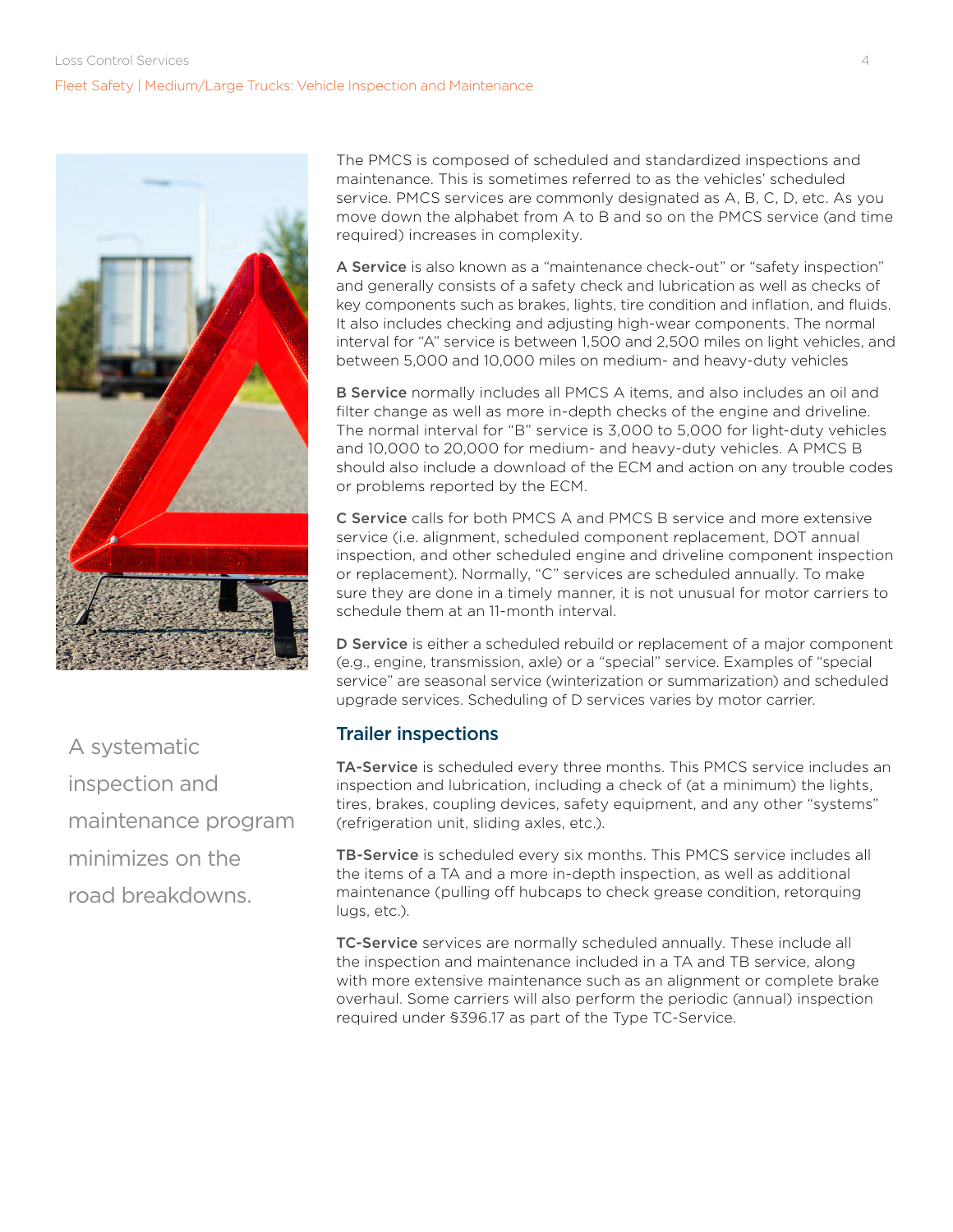The PMCS is composed of scheduled and standardized inspections and maintenance. This is sometimes referred to as the vehicles' scheduled service. PMCS services are commonly designated as A, B, C, D, etc. As you move down the alphabet from A to B and so on the PMCS service (and time required) increases in complexity.

**A Service** is also known as a "maintenance check-out" or "safety inspection" and generally consists of a safety check and lubrication as well as checks of key components such as brakes, lights, tire condition and inflation, and fluids. It also includes checking and adjusting high-wear components. The normal interval for "A" service is between 1,500 and 2,500 miles on light vehicles, and between 5,000 and 10,000 miles on medium- and heavy-duty vehicles

**B Service** normally includes all PMCS A items, and also includes an oil and filter change as well as more in-depth checks of the engine and driveline. The normal interval for "B" service is 3,000 to 5,000 for light-duty vehicles and 10,000 to 20,000 for medium- and heavy-duty vehicles. A PMCS B should also include a download of the ECM and action on any trouble codes or problems reported by the ECM.

**C Service** calls for both PMCS A and PMCS B service and more extensive service (i.e. alignment, scheduled component replacement, DOT annual inspection, and other scheduled engine and driveline component inspection or replacement). Normally, "C" services are scheduled annually. To make sure they are done in a timely manner, it is not unusual for motor carriers to schedule them at an 11-month interval.

**D Service** is either a scheduled rebuild or replacement of a major component (e.g., engine, transmission, axle) or a "special" service. Examples of "special service" are seasonal service (winterization or summarization) and scheduled upgrade services. Scheduling of D services varies by motor carrier.

A systematic inspection and maintenance program minimizes on the road breakdowns.

## Trailer inspections

**TA-Service** is scheduled every three months. This PMCS service includes an inspection and lubrication, including a check of (at a minimum) the lights, tires, brakes, coupling devices, safety equipment, and any other "systems" (refrigeration unit, sliding axles, etc.).

**TB-Service** is scheduled every six months. This PMCS service includes all the items of a TA and a more in-depth inspection, as well as additional maintenance (pulling off hubcaps to check grease condition, retorquing lugs, etc.).

**TC-Service** services are normally scheduled annually. These include all the inspection and maintenance included in a TA and TB service, along with more extensive maintenance such as an alignment or complete brake overhaul. Some carriers will also perform the periodic (annual) inspection required under §396.17 as part of the Type TC-Service.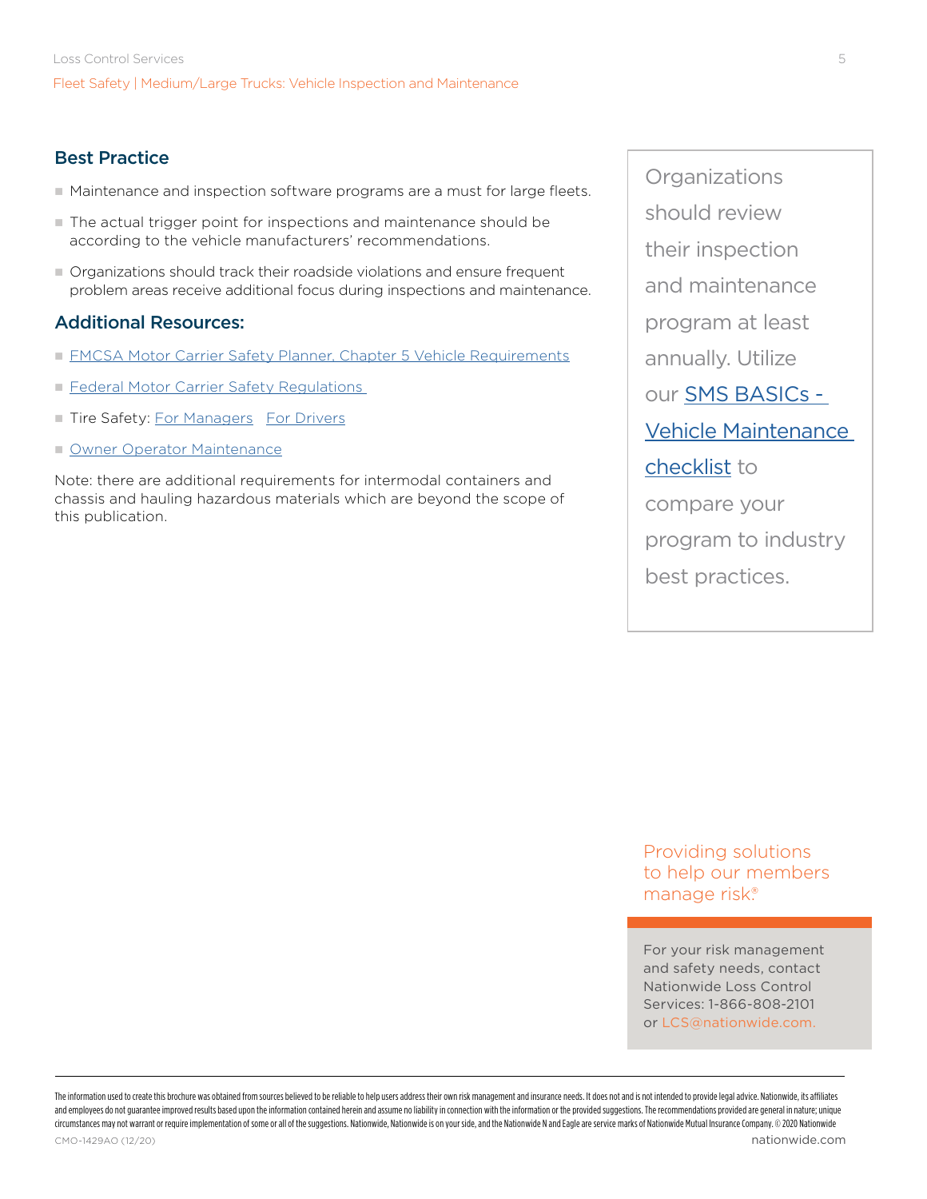## Best Practice

- Maintenance and inspection software programs are a must for large fleets.
- The actual trigger point for inspections and maintenance should be according to the vehicle manufacturers' recommendations.
- Organizations should track their roadside violations and ensure frequent problem areas receive additional focus during inspections and maintenance.

## Additional Resources:

- FMCSA Motor Carrier Safety Planner, Chapter 5 Vehicle Requirements
- Federal Motor Carrier Safety Regulations
- Tire Safety: For Managers For Drivers
- Owner Operator Maintenance

Note: there are additional requirements for intermodal containers and chassis and hauling hazardous materials which are beyond the scope of this publication.

Organizations should review their inspection and maintenance program at least annually. Utilize our SMS BASICs - Vehicle Maintenance checklist to compare your program to industry best practices.

Providing solutions to help our members manage risk.®

For your risk management and safety needs, contact Nationwide Loss Control Services: 1-866-808-2101 or LCS@nationwide.com.

The information used to create this brochure was obtained from sources believed to be reliable to help users address their own risk management and insurance needs. It does not and is not intended to provide legal advice. Nationwide, its affiliates and employees do not guarantee improved results based upon the information contained herein and assume no liability in connection with the information or the provided suggestions. The recommendations provided are general in nature; unique circumstances may not warrant or require implementation of some or all of the suggestions. Nationwide, Nationwide is on your side, and the Nationwide N and Eagle are service marks of Nationwide Mutual Insurance Company. © 2020 Nationwide

CMO-1429AO (12/20)

nationwide.com